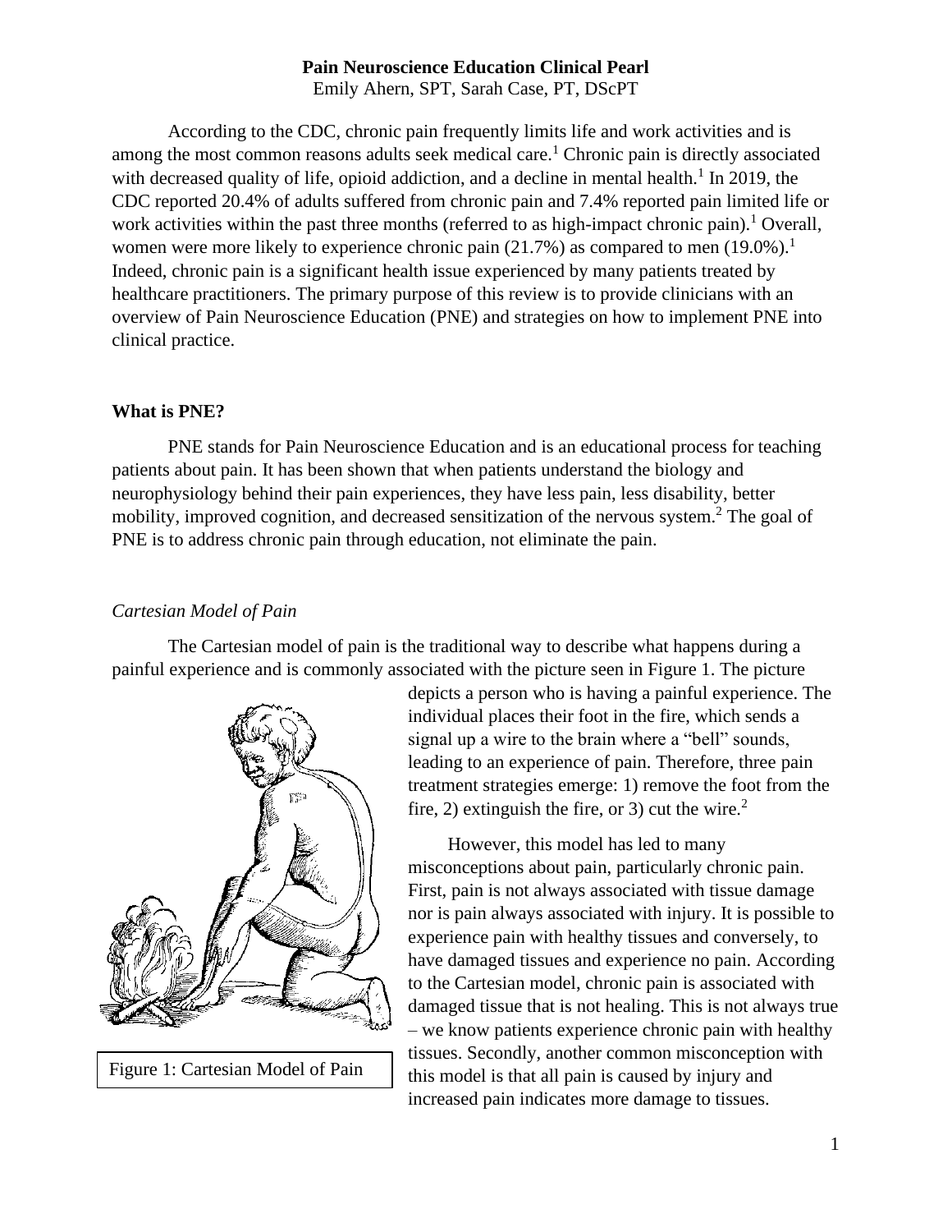# Pain Neuroscience Education Clinical Pearl

Emily Ahern, SPT, Sarah Case, PT, DScPT

According to the CDC, chronic pain frequently limits life and work activities and is among the most common reasons adults seek medical care.[1] Chronic pain is directly associated with decreased quality of life, opioid addiction, and a decline in mental health.[1] In 2019, the CDC reported 20.4% of adults suffered from chronic pain and 7.4% reported pain limited life or work activities within the past three months (referred to as high-impact chronic pain).[1] Overall, women were more likely to experience chronic pain (21.7%) as compared to men (19.0%).[1] Indeed, chronic pain is a significant health issue experienced by many patients treated by healthcare practitioners. The primary purpose of this review is to provide clinicians with an overview of Pain Neuroscience Education (PNE) and strategies on how to implement PNE into clinical practice.

## What is PNE?

PNE stands for Pain Neuroscience Education and is an educational process for teaching patients about pain. It has been shown that when patients understand the biology and neurophysiology behind their pain experiences, they have less pain, less disability, better mobility, improved cognition, and decreased sensitization of the nervous system.[2] The goal of PNE is to address chronic pain through education, not eliminate the pain.

### *Cartesian Model of Pain*

The Cartesian model of pain is the traditional way to describe what happens during a painful experience and is commonly associated with the picture seen in Figure 1. The picture depicts a person who is having a painful experience. The individual places their foot in the fire, which sends a signal up a wire to the brain where a "bell" sounds, leading to an experience of pain. Therefore, three pain treatment strategies emerge: 1) remove the foot from the fire, 2) extinguish the fire, or 3) cut the wire.[2]

Figure 1: Cartesian Model of Pain

However, this model has led to many misconceptions about pain, particularly chronic pain. First, pain is not always associated with tissue damage nor is pain always associated with injury. It is possible to experience pain with healthy tissues and conversely, to have damaged tissues and experience no pain. According to the Cartesian model, chronic pain is associated with damaged tissue that is not healing. This is not always true – we know patients experience chronic pain with healthy tissues. Secondly, another common misconception with this model is that all pain is caused by injury and increased pain indicates more damage to tissues.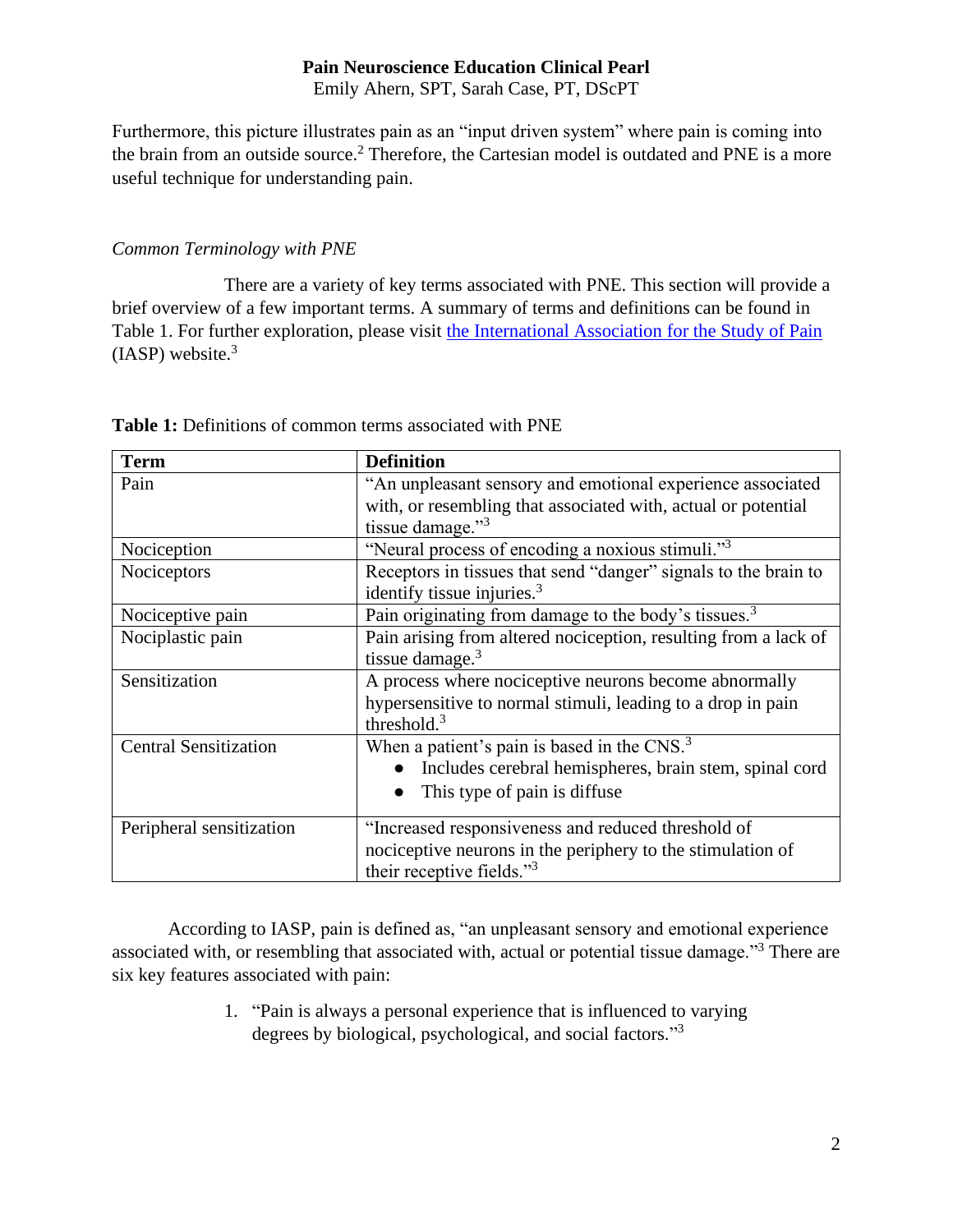Furthermore, this picture illustrates pain as an "input driven system" where pain is coming into the brain from an outside source.[2] Therefore, the Cartesian model is outdated and PNE is a more useful technique for understanding pain.

*Common Terminology with PNE*

There are a variety of key terms associated with PNE. This section will provide a brief overview of a few important terms. A summary of terms and definitions can be found in Table 1. For further exploration, please visit the International Association for the Study of Pain (IASP) website.[3]

**Table 1:** Definitions of common terms associated with PNE

| Term | Definition |
| --- | --- |
| Pain | "An unpleasant sensory and emotional experience associated with, or resembling that associated with, actual or potential tissue damage."[3] |
| Nociception | "Neural process of encoding a noxious stimuli."[3] |
| Nociceptors | Receptors in tissues that send "danger" signals to the brain to identify tissue injuries.[3] |
| Nociceptive pain | Pain originating from damage to the body's tissues.[3] |
| Nociplastic pain | Pain arising from altered nociception, resulting from a lack of tissue damage.[3] |
| Sensitization | A process where nociceptive neurons become abnormally hypersensitive to normal stimuli, leading to a drop in pain threshold.[3] |
| Central Sensitization | When a patient's pain is based in the CNS.[3] <br>● Includes cerebral hemispheres, brain stem, spinal cord <br>● This type of pain is diffuse |
| Peripheral sensitization | "Increased responsiveness and reduced threshold of nociceptive neurons in the periphery to the stimulation of their receptive fields."[3] |

According to IASP, pain is defined as, "an unpleasant sensory and emotional experience associated with, or resembling that associated with, actual or potential tissue damage."[3] There are six key features associated with pain:

1. "Pain is always a personal experience that is influenced to varying degrees by biological, psychological, and social factors."[3]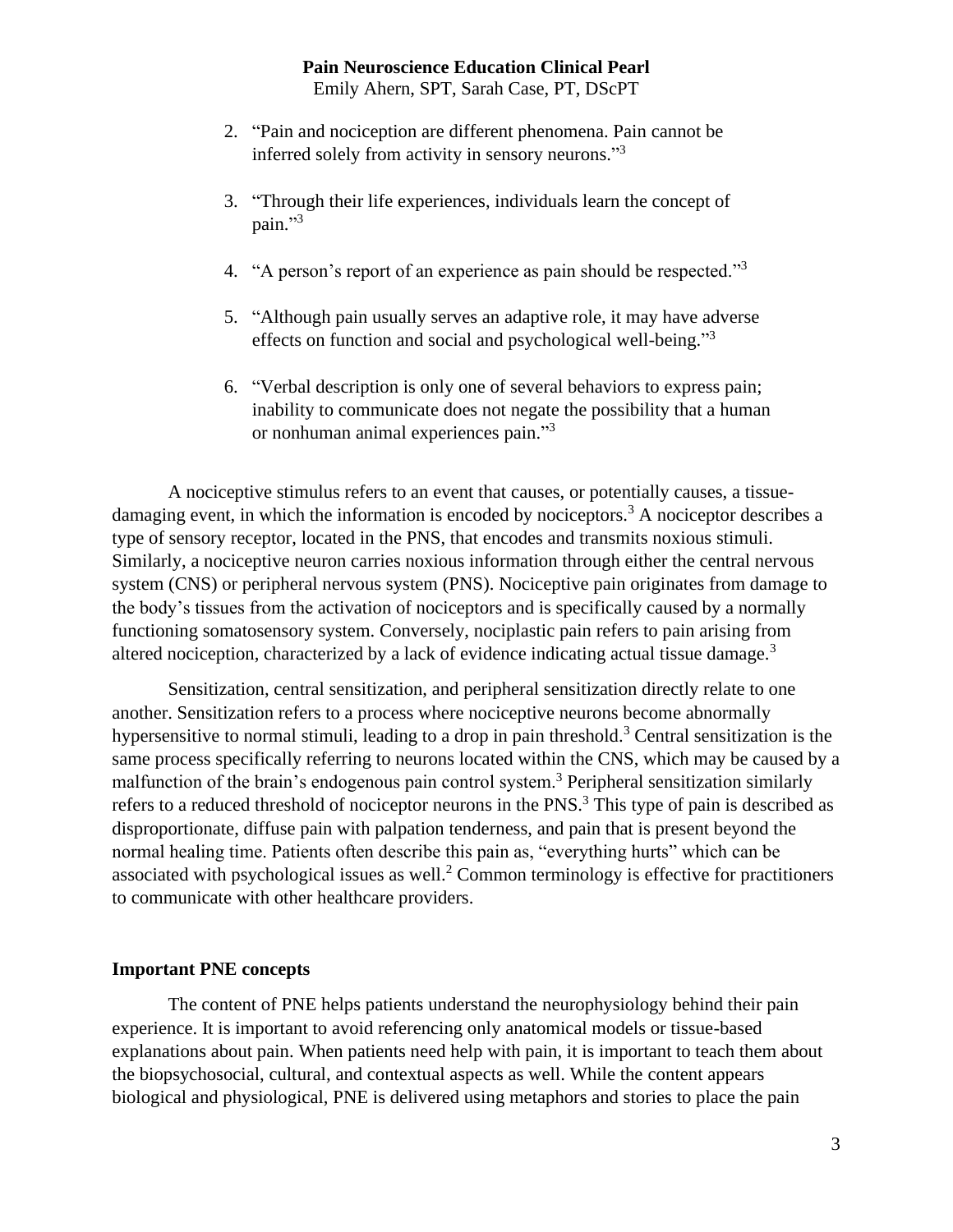2. “Pain and nociception are different phenomena. Pain cannot be inferred solely from activity in sensory neurons.”[3]

3. “Through their life experiences, individuals learn the concept of pain.”[3]

4. “A person’s report of an experience as pain should be respected.”[3]

5. “Although pain usually serves an adaptive role, it may have adverse effects on function and social and psychological well-being.”[3]

6. “Verbal description is only one of several behaviors to express pain; inability to communicate does not negate the possibility that a human or nonhuman animal experiences pain.”[3]

A nociceptive stimulus refers to an event that causes, or potentially causes, a tissue-damaging event, in which the information is encoded by nociceptors.[3] A nociceptor describes a type of sensory receptor, located in the PNS, that encodes and transmits noxious stimuli. Similarly, a nociceptive neuron carries noxious information through either the central nervous system (CNS) or peripheral nervous system (PNS). Nociceptive pain originates from damage to the body’s tissues from the activation of nociceptors and is specifically caused by a normally functioning somatosensory system. Conversely, nociplastic pain refers to pain arising from altered nociception, characterized by a lack of evidence indicating actual tissue damage.[3]

Sensitization, central sensitization, and peripheral sensitization directly relate to one another. Sensitization refers to a process where nociceptive neurons become abnormally hypersensitive to normal stimuli, leading to a drop in pain threshold.[3] Central sensitization is the same process specifically referring to neurons located within the CNS, which may be caused by a malfunction of the brain’s endogenous pain control system.[3] Peripheral sensitization similarly refers to a reduced threshold of nociceptor neurons in the PNS.[3] This type of pain is described as disproportionate, diffuse pain with palpation tenderness, and pain that is present beyond the normal healing time. Patients often describe this pain as, “everything hurts” which can be associated with psychological issues as well.[2] Common terminology is effective for practitioners to communicate with other healthcare providers.

**Important PNE concepts**

The content of PNE helps patients understand the neurophysiology behind their pain experience. It is important to avoid referencing only anatomical models or tissue-based explanations about pain. When patients need help with pain, it is important to teach them about the biopsychosocial, cultural, and contextual aspects as well. While the content appears biological and physiological, PNE is delivered using metaphors and stories to place the pain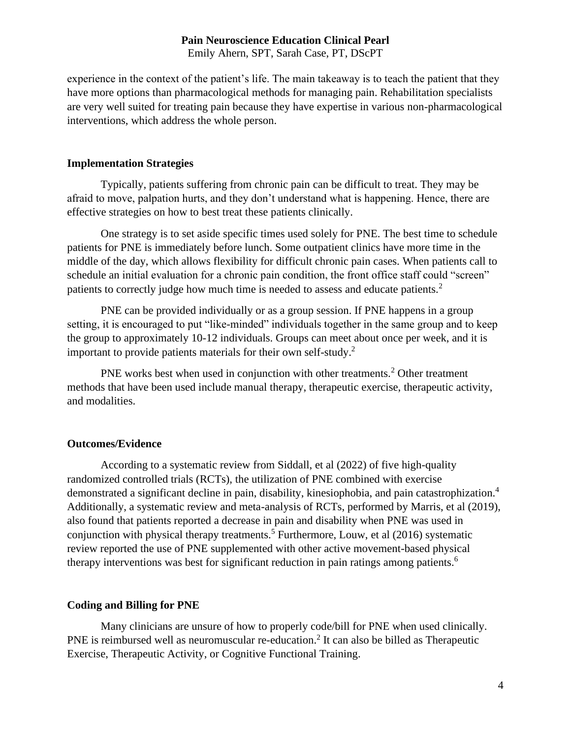experience in the context of the patient's life. The main takeaway is to teach the patient that they have more options than pharmacological methods for managing pain. Rehabilitation specialists are very well suited for treating pain because they have expertise in various non-pharmacological interventions, which address the whole person.

## Implementation Strategies

Typically, patients suffering from chronic pain can be difficult to treat. They may be afraid to move, palpation hurts, and they don't understand what is happening. Hence, there are effective strategies on how to best treat these patients clinically.

One strategy is to set aside specific times used solely for PNE. The best time to schedule patients for PNE is immediately before lunch. Some outpatient clinics have more time in the middle of the day, which allows flexibility for difficult chronic pain cases. When patients call to schedule an initial evaluation for a chronic pain condition, the front office staff could "screen" patients to correctly judge how much time is needed to assess and educate patients.[2]

PNE can be provided individually or as a group session. If PNE happens in a group setting, it is encouraged to put "like-minded" individuals together in the same group and to keep the group to approximately 10-12 individuals. Groups can meet about once per week, and it is important to provide patients materials for their own self-study.[2]

PNE works best when used in conjunction with other treatments.[2] Other treatment methods that have been used include manual therapy, therapeutic exercise, therapeutic activity, and modalities.

## Outcomes/Evidence

According to a systematic review from Siddall, et al (2022) of five high-quality randomized controlled trials (RCTs), the utilization of PNE combined with exercise demonstrated a significant decline in pain, disability, kinesiophobia, and pain catastrophization.[4] Additionally, a systematic review and meta-analysis of RCTs, performed by Marris, et al (2019), also found that patients reported a decrease in pain and disability when PNE was used in conjunction with physical therapy treatments.[5] Furthermore, Louw, et al (2016) systematic review reported the use of PNE supplemented with other active movement-based physical therapy interventions was best for significant reduction in pain ratings among patients.[6]

## Coding and Billing for PNE

Many clinicians are unsure of how to properly code/bill for PNE when used clinically. PNE is reimbursed well as neuromuscular re-education.[2] It can also be billed as Therapeutic Exercise, Therapeutic Activity, or Cognitive Functional Training.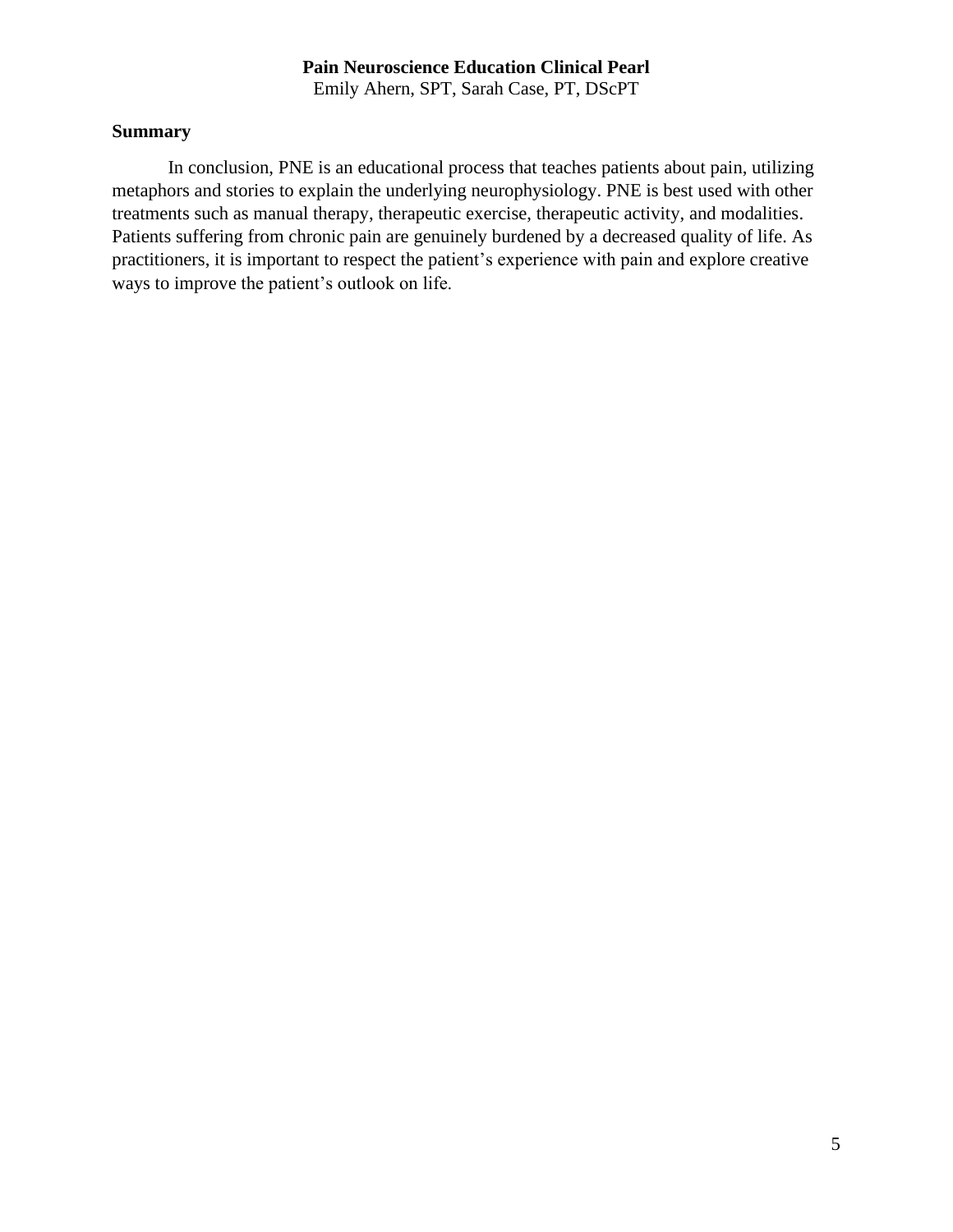## Summary

In conclusion, PNE is an educational process that teaches patients about pain, utilizing metaphors and stories to explain the underlying neurophysiology. PNE is best used with other treatments such as manual therapy, therapeutic exercise, therapeutic activity, and modalities. Patients suffering from chronic pain are genuinely burdened by a decreased quality of life. As practitioners, it is important to respect the patient's experience with pain and explore creative ways to improve the patient's outlook on life.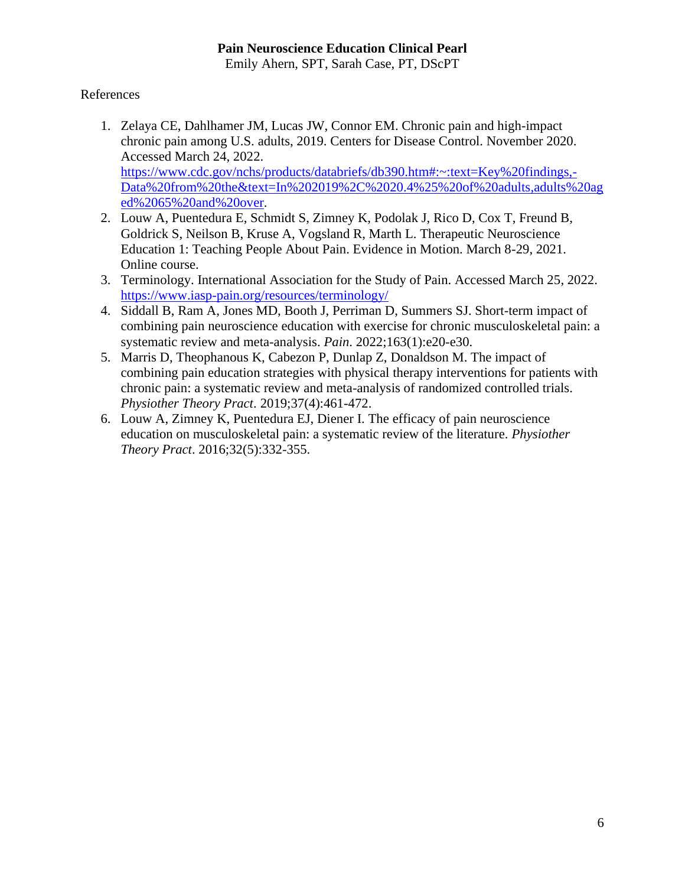**Pain Neuroscience Education Clinical Pearl**

Emily Ahern, SPT, Sarah Case, PT, DScPT

References

1. Zelaya CE, Dahlhamer JM, Lucas JW, Connor EM. Chronic pain and high-impact chronic pain among U.S. adults, 2019. Centers for Disease Control. November 2020. Accessed March 24, 2022. https://www.cdc.gov/nchs/products/databriefs/db390.htm#:~:text=Key%20findings,-Data%20from%20the&text=In%202019%2C%2020.4%25%20of%20adults,adults%20aged%2065%20and%20over.
2. Louw A, Puentedura E, Schmidt S, Zimney K, Podolak J, Rico D, Cox T, Freund B, Goldrick S, Neilson B, Kruse A, Vogsland R, Marth L. Therapeutic Neuroscience Education 1: Teaching People About Pain. Evidence in Motion. March 8-29, 2021. Online course.
3. Terminology. International Association for the Study of Pain. Accessed March 25, 2022. https://www.iasp-pain.org/resources/terminology/
4. Siddall B, Ram A, Jones MD, Booth J, Perriman D, Summers SJ. Short-term impact of combining pain neuroscience education with exercise for chronic musculoskeletal pain: a systematic review and meta-analysis. *Pain*. 2022;163(1):e20-e30.
5. Marris D, Theophanous K, Cabezon P, Dunlap Z, Donaldson M. The impact of combining pain education strategies with physical therapy interventions for patients with chronic pain: a systematic review and meta-analysis of randomized controlled trials. *Physiother Theory Pract*. 2019;37(4):461-472.
6. Louw A, Zimney K, Puentedura EJ, Diener I. The efficacy of pain neuroscience education on musculoskeletal pain: a systematic review of the literature. *Physiother Theory Pract*. 2016;32(5):332-355.